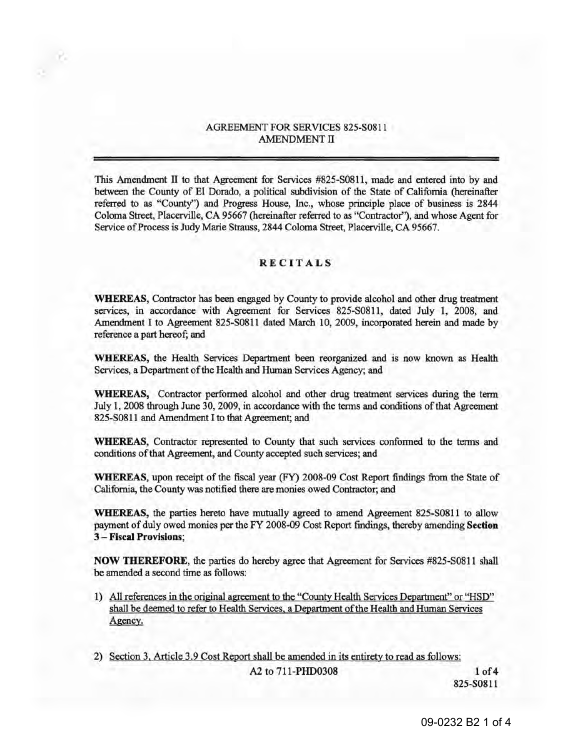AGREEMENT FOR SERVICES 825-S0811
AMENDMENT II

This Amendment II to that Agreement for Services #825-S0811, made and entered into by and between the County of El Dorado, a political subdivision of the State of California (hereinafter referred to as "County") and Progress House, Inc., whose principle place of business is 2844 Coloma Street, Placerville, CA 95667 (hereinafter referred to as "Contractor"), and whose Agent for Service of Process is Judy Marie Strauss, 2844 Coloma Street, Placerville, CA 95667.

## RECITALS

**WHEREAS,** Contractor has been engaged by County to provide alcohol and other drug treatment services, in accordance with Agreement for Services 825-S0811, dated July 1, 2008, and Amendment I to Agreement 825-S0811 dated March 10, 2009, incorporated herein and made by reference a part hereof; and

**WHEREAS,** the Health Services Department been reorganized and is now known as Health Services, a Department of the Health and Human Services Agency; and

**WHEREAS,** Contractor performed alcohol and other drug treatment services during the term July 1, 2008 through June 30, 2009, in accordance with the terms and conditions of that Agreement 825-S0811 and Amendment I to that Agreement; and

**WHEREAS,** Contractor represented to County that such services conformed to the terms and conditions of that Agreement, and County accepted such services; and

**WHEREAS,** upon receipt of the fiscal year (FY) 2008-09 Cost Report findings from the State of California, the County was notified there are monies owed Contractor; and

**WHEREAS,** the parties hereto have mutually agreed to amend Agreement 825-S0811 to allow payment of duly owed monies per the FY 2008-09 Cost Report findings, thereby amending **Section 3 – Fiscal Provisions**;

**NOW THEREFORE,** the parties do hereby agree that Agreement for Services #825-S0811 shall be amended a second time as follows:

1) All references in the original agreement to the "County Health Services Department" or "HSD" shall be deemed to refer to Health Services, a Department of the Health and Human Services Agency.

2) Section 3, Article 3.9 Cost Report shall be amended in its entirety to read as follows:

A2 to 711-PHD0308

825-S0811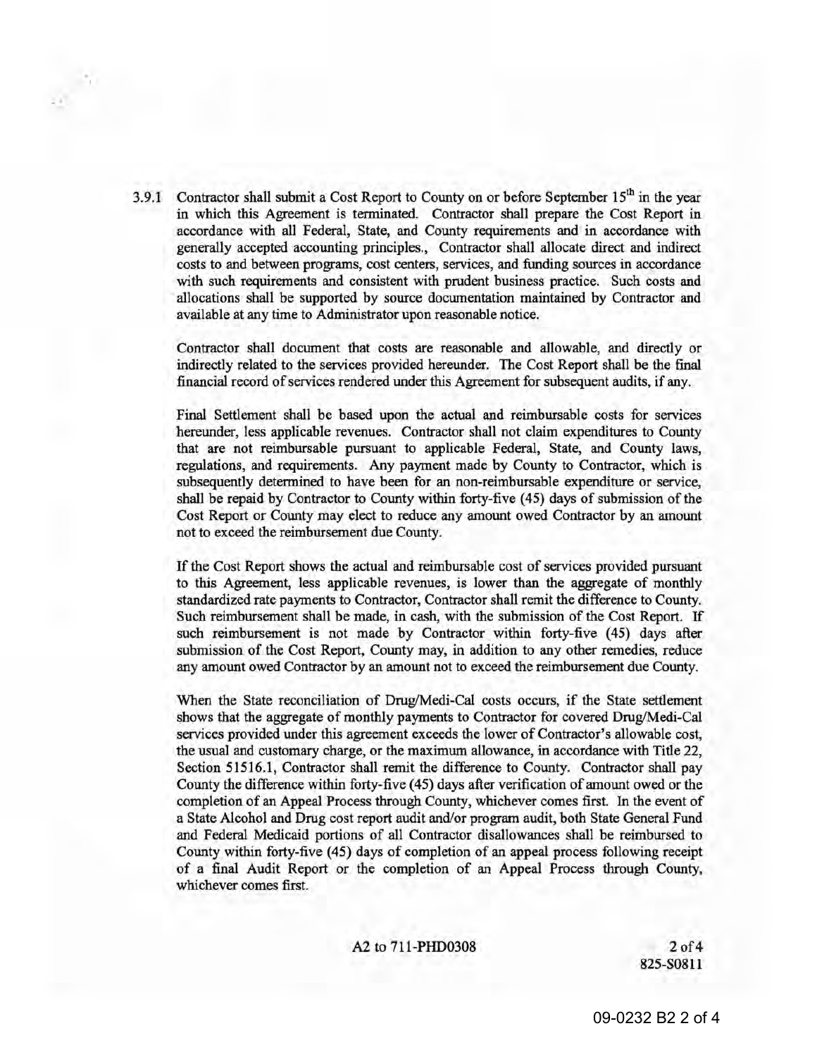3.9.1 Contractor shall submit a Cost Report to County on or before September 15th in the year in which this Agreement is terminated. Contractor shall prepare the Cost Report in accordance with all Federal, State, and County requirements and in accordance with generally accepted accounting principles., Contractor shall allocate direct and indirect costs to and between programs, cost centers, services, and funding sources in accordance with such requirements and consistent with prudent business practice. Such costs and allocations shall be supported by source documentation maintained by Contractor and available at any time to Administrator upon reasonable notice.

Contractor shall document that costs are reasonable and allowable, and directly or indirectly related to the services provided hereunder. The Cost Report shall be the final financial record of services rendered under this Agreement for subsequent audits, if any.

Final Settlement shall be based upon the actual and reimbursable costs for services hereunder, less applicable revenues. Contractor shall not claim expenditures to County that are not reimbursable pursuant to applicable Federal, State, and County laws, regulations, and requirements. Any payment made by County to Contractor, which is subsequently determined to have been for an non-reimbursable expenditure or service, shall be repaid by Contractor to County within forty-five (45) days of submission of the Cost Report or County may elect to reduce any amount owed Contractor by an amount not to exceed the reimbursement due County.

If the Cost Report shows the actual and reimbursable cost of services provided pursuant to this Agreement, less applicable revenues, is lower than the aggregate of monthly standardized rate payments to Contractor, Contractor shall remit the difference to County. Such reimbursement shall be made, in cash, with the submission of the Cost Report. If such reimbursement is not made by Contractor within forty-five (45) days after submission of the Cost Report, County may, in addition to any other remedies, reduce any amount owed Contractor by an amount not to exceed the reimbursement due County.

When the State reconciliation of Drug/Medi-Cal costs occurs, if the State settlement shows that the aggregate of monthly payments to Contractor for covered Drug/Medi-Cal services provided under this agreement exceeds the lower of Contractor's allowable cost, the usual and customary charge, or the maximum allowance, in accordance with Title 22, Section 51516.1, Contractor shall remit the difference to County. Contractor shall pay County the difference within forty-five (45) days after verification of amount owed or the completion of an Appeal Process through County, whichever comes first. In the event of a State Alcohol and Drug cost report audit and/or program audit, both State General Fund and Federal Medicaid portions of all Contractor disallowances shall be reimbursed to County within forty-five (45) days of completion of an appeal process following receipt of a final Audit Report or the completion of an Appeal Process through County, whichever comes first.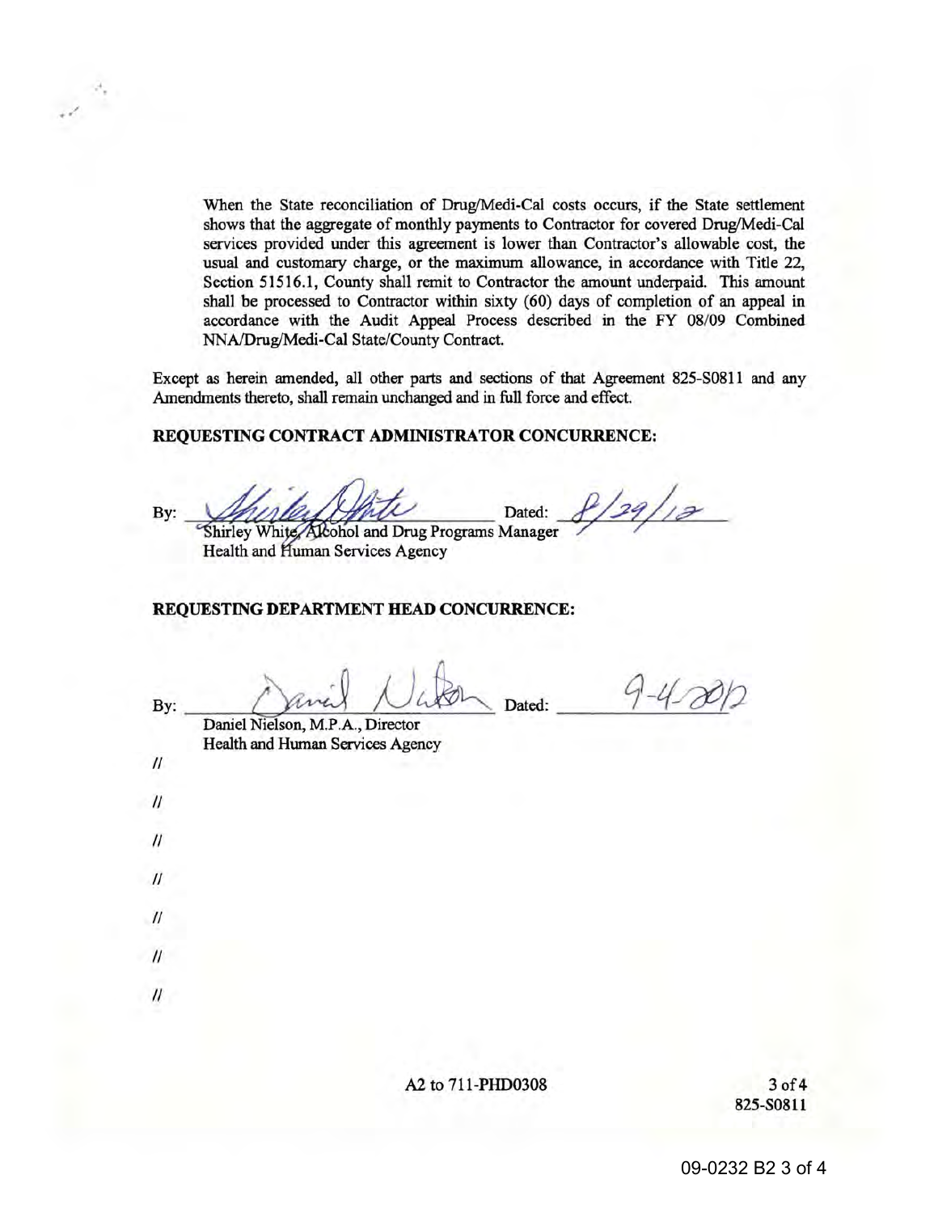When the State reconciliation of Drug/Medi-Cal costs occurs, if the State settlement shows that the aggregate of monthly payments to Contractor for covered Drug/Medi-Cal services provided under this agreement is lower than Contractor's allowable cost, the usual and customary charge, or the maximum allowance, in accordance with Title 22, Section 51516.1, County shall remit to Contractor the amount underpaid. This amount shall be processed to Contractor within sixty (60) days of completion of an appeal in accordance with the Audit Appeal Process described in the FY 08/09 Combined NNA/Drug/Medi-Cal State/County Contract.

Except as herein amended, all other parts and sections of that Agreement 825-S0811 and any Amendments thereto, shall remain unchanged and in full force and effect.

**REQUESTING CONTRACT ADMINISTRATOR CONCURRENCE:**

By: _[signature]_ Dated: 8/29/12

Shirley White, Alcohol and Drug Programs Manager
Health and Human Services Agency

**REQUESTING DEPARTMENT HEAD CONCURRENCE:**

By: _[signature]_ Dated: 9-4-2012

Daniel Nielson, M.P.A., Director
Health and Human Services Agency

//

//

//

//

//

//

//

A2 to 711-PHD0308

825-S0811

09-0232 B2 3 of 4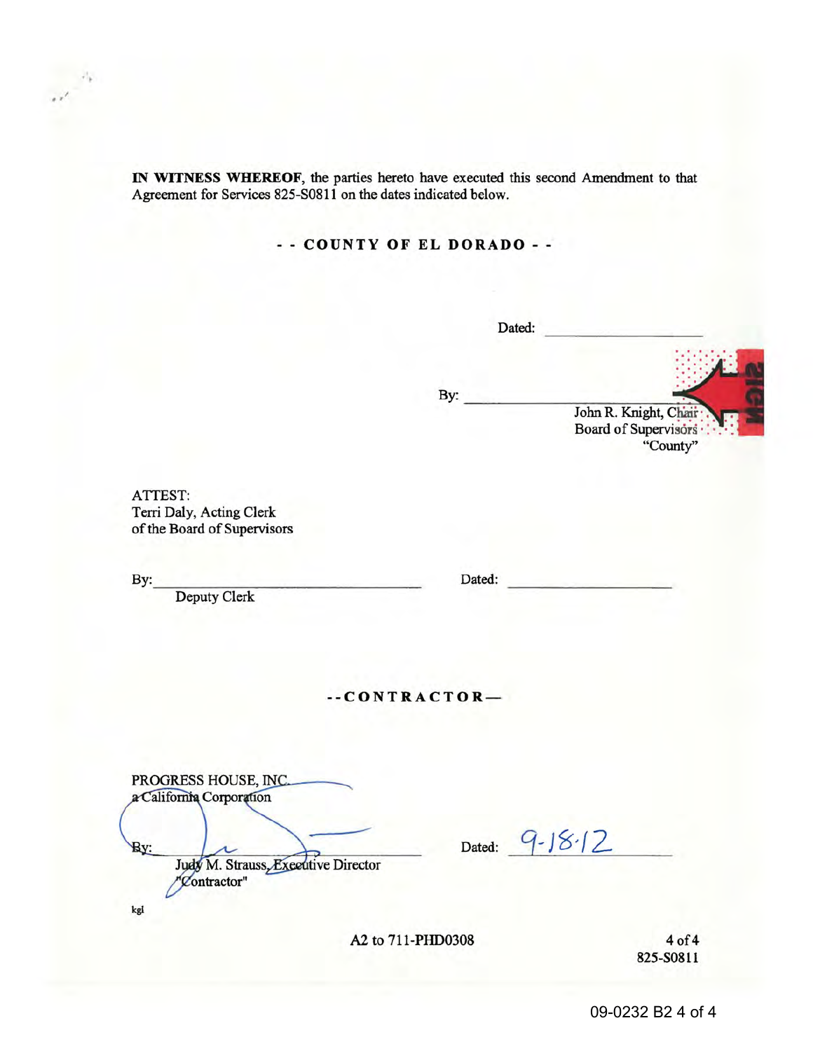**IN WITNESS WHEREOF**, the parties hereto have executed this second Amendment to that Agreement for Services 825-S0811 on the dates indicated below.

**- - COUNTY OF EL DORADO - -**

Dated: ____________________

By: ____________________
John R. Knight, Chair
Board of Supervisors
"County"

ATTEST:
Terri Daly, Acting Clerk
of the Board of Supervisors

By: ____________________ Dated: ____________________
Deputy Clerk

**- - CONTRACTOR—**

PROGRESS HOUSE, INC.
a California Corporation

By: ____________________ Dated: 9-18-12
Judy M. Strauss, Executive Director
"Contractor"

kgl

A2 to 711-PHD0308

825-S0811